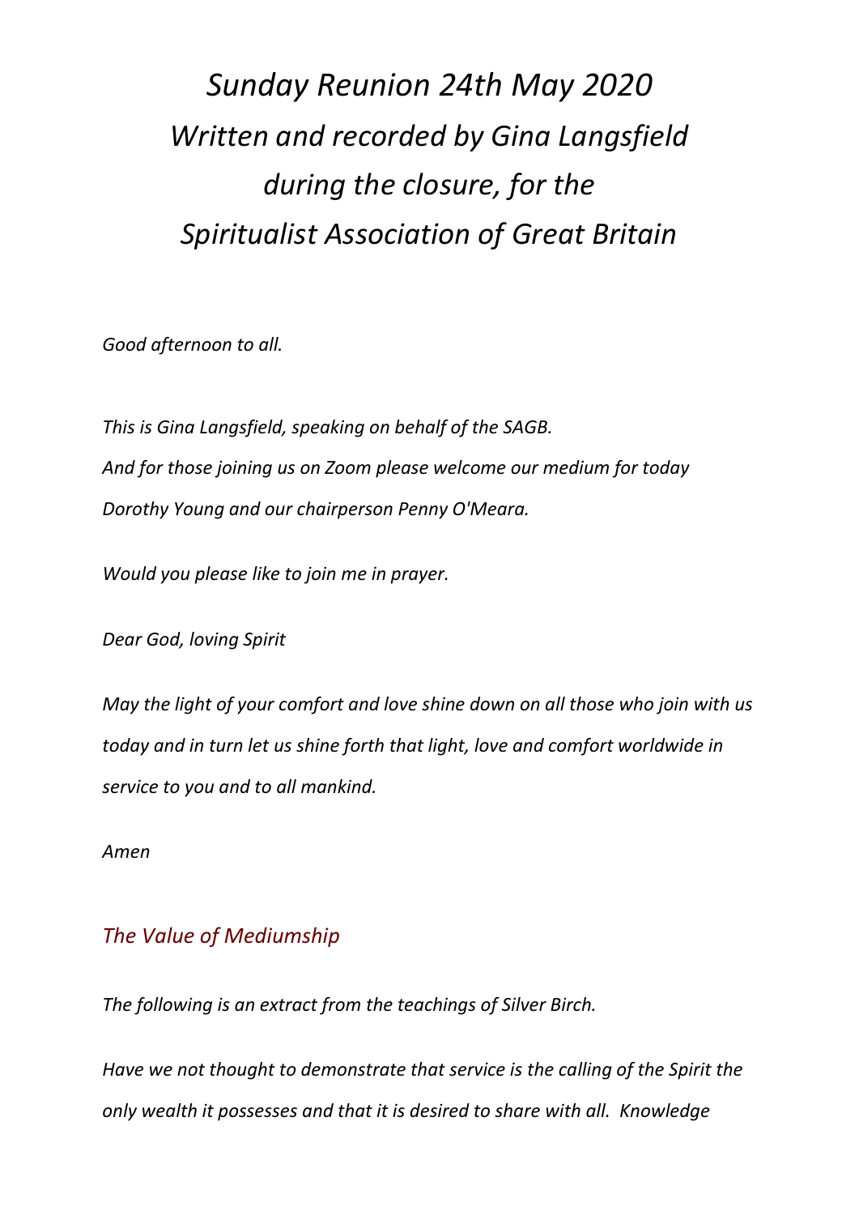# *Sunday Reunion 24th May 2020*
# *Written and recorded by Gina Langsfield during the closure, for the Spiritualist Association of Great Britain*

*Good afternoon to all.*

*This is Gina Langsfield, speaking on behalf of the SAGB.*
*And for those joining us on Zoom please welcome our medium for today Dorothy Young and our chairperson Penny O'Meara.*

*Would you please like to join me in prayer.*

*Dear God, loving Spirit*

*May the light of your comfort and love shine down on all those who join with us today and in turn let us shine forth that light, love and comfort worldwide in service to you and to all mankind.*

*Amen*

## *The Value of Mediumship*

*The following is an extract from the teachings of Silver Birch.*

*Have we not thought to demonstrate that service is the calling of the Spirit the only wealth it possesses and that it is desired to share with all. Knowledge*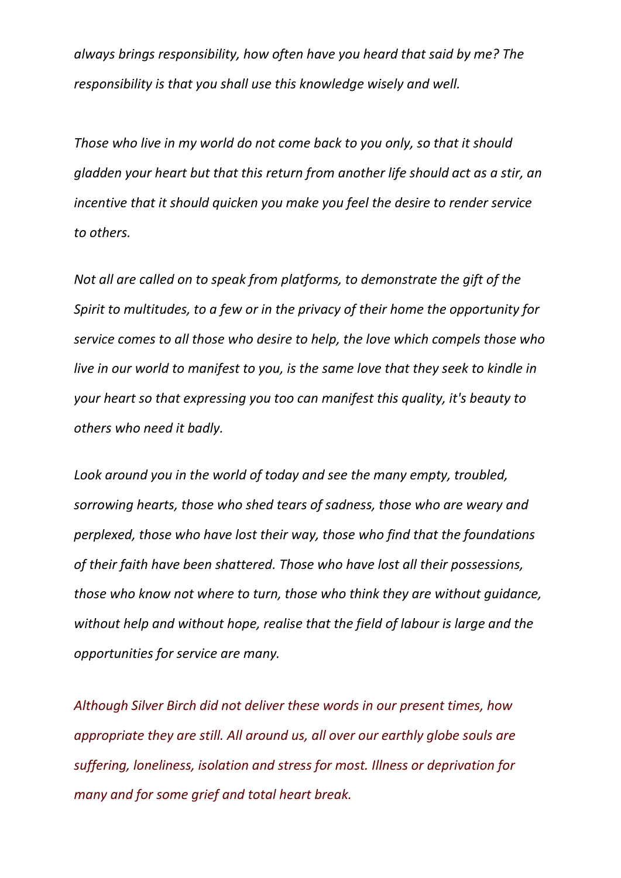*always brings responsibility, how often have you heard that said by me? The responsibility is that you shall use this knowledge wisely and well.*

*Those who live in my world do not come back to you only, so that it should gladden your heart but that this return from another life should act as a stir, an incentive that it should quicken you make you feel the desire to render service to others.*

*Not all are called on to speak from platforms, to demonstrate the gift of the Spirit to multitudes, to a few or in the privacy of their home the opportunity for service comes to all those who desire to help, the love which compels those who live in our world to manifest to you, is the same love that they seek to kindle in your heart so that expressing you too can manifest this quality, it's beauty to others who need it badly.*

*Look around you in the world of today and see the many empty, troubled, sorrowing hearts, those who shed tears of sadness, those who are weary and perplexed, those who have lost their way, those who find that the foundations of their faith have been shattered. Those who have lost all their possessions, those who know not where to turn, those who think they are without guidance, without help and without hope, realise that the field of labour is large and the opportunities for service are many.*

*Although Silver Birch did not deliver these words in our present times, how appropriate they are still. All around us, all over our earthly globe souls are suffering, loneliness, isolation and stress for most. Illness or deprivation for many and for some grief and total heart break.*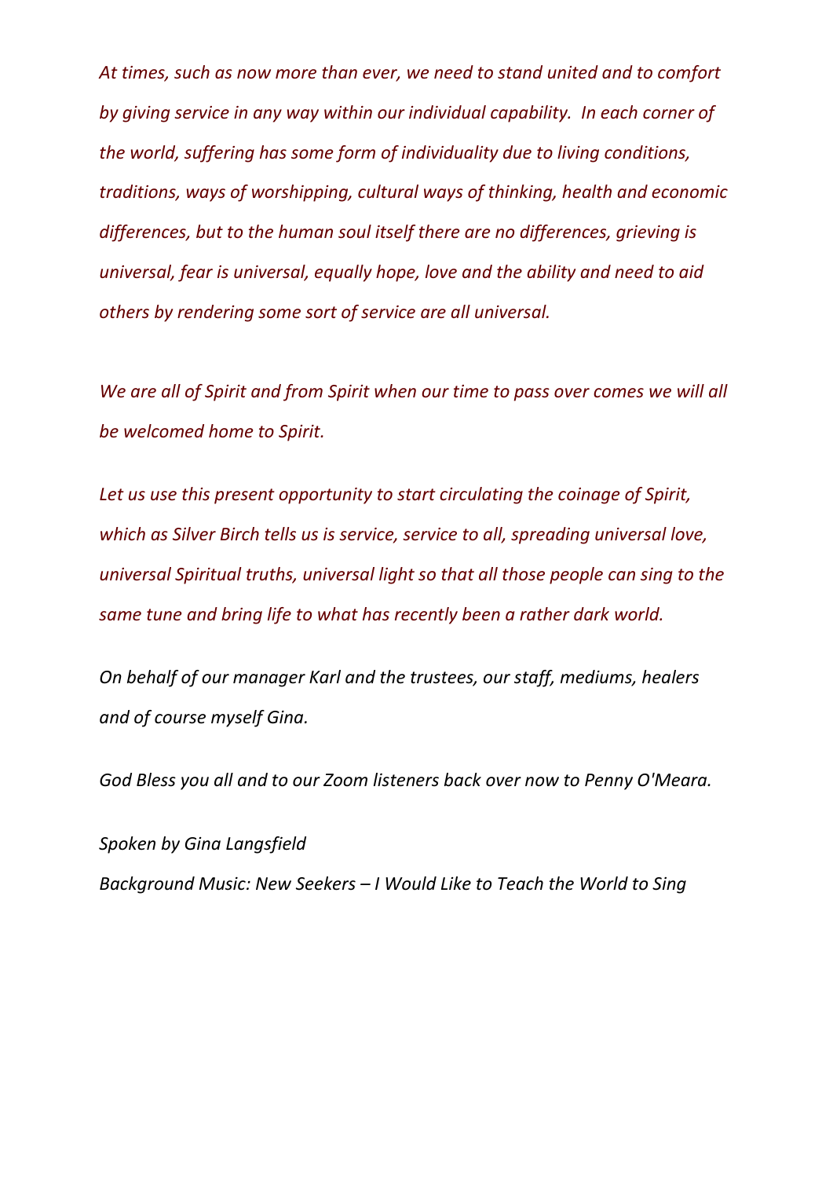*At times, such as now more than ever, we need to stand united and to comfort by giving service in any way within our individual capability. In each corner of the world, suffering has some form of individuality due to living conditions, traditions, ways of worshipping, cultural ways of thinking, health and economic differences, but to the human soul itself there are no differences, grieving is universal, fear is universal, equally hope, love and the ability and need to aid others by rendering some sort of service are all universal.*

*We are all of Spirit and from Spirit when our time to pass over comes we will all be welcomed home to Spirit.*

*Let us use this present opportunity to start circulating the coinage of Spirit, which as Silver Birch tells us is service, service to all, spreading universal love, universal Spiritual truths, universal light so that all those people can sing to the same tune and bring life to what has recently been a rather dark world.*

*On behalf of our manager Karl and the trustees, our staff, mediums, healers and of course myself Gina.*

*God Bless you all and to our Zoom listeners back over now to Penny O'Meara.*

*Spoken by Gina Langsfield*

*Background Music: New Seekers – I Would Like to Teach the World to Sing*